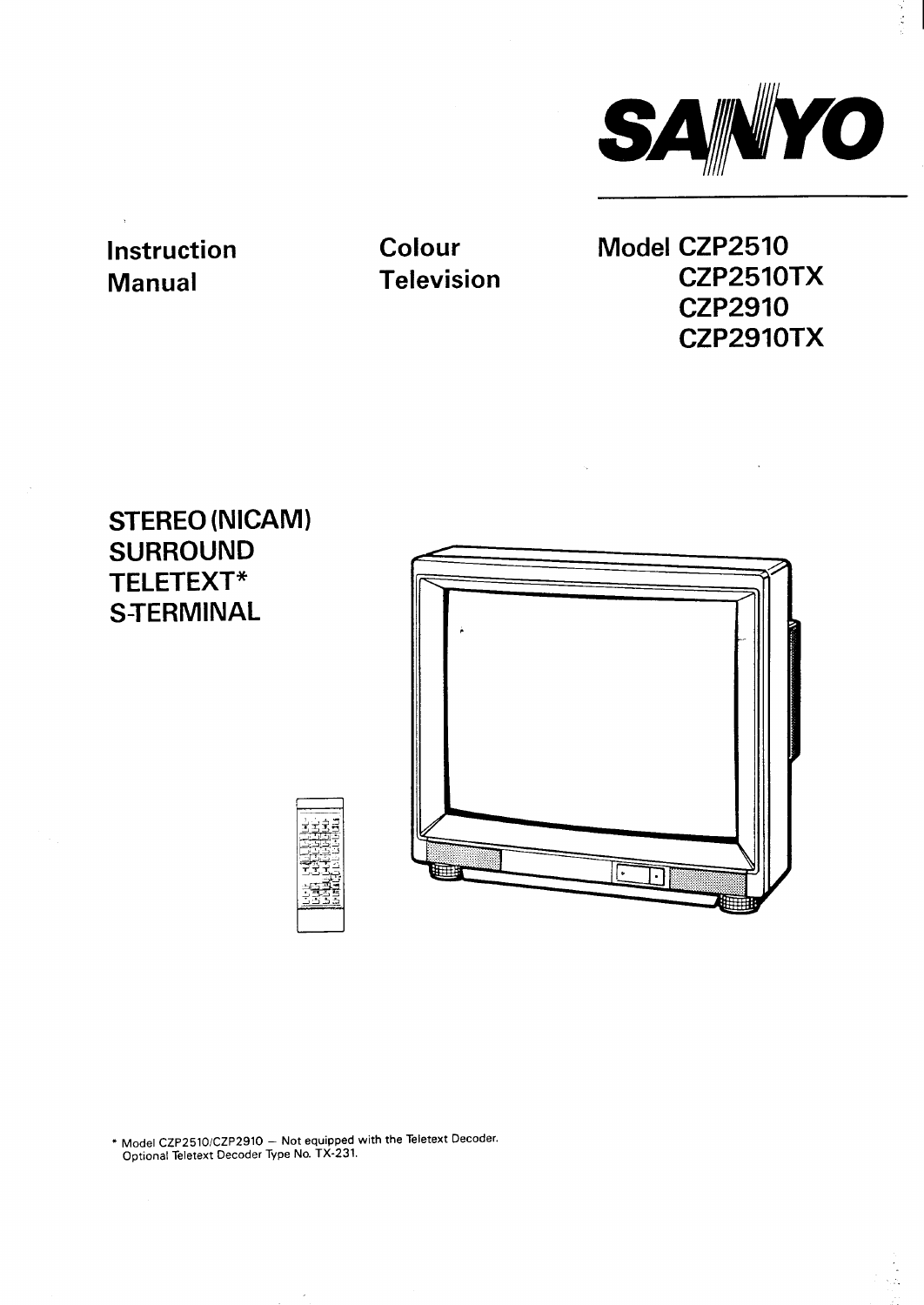SANYO

Instruction Manual

Colour Television

Model CZP2510
CZP2510TX
CZP2910
CZP2910TX

STEREO (NICAM)
SURROUND
TELETEXT*
S-TERMINAL

\* Model CZP2510/CZP2910 — Not equipped with the Teletext Decoder.
Optional Teletext Decoder Type No. TX-231.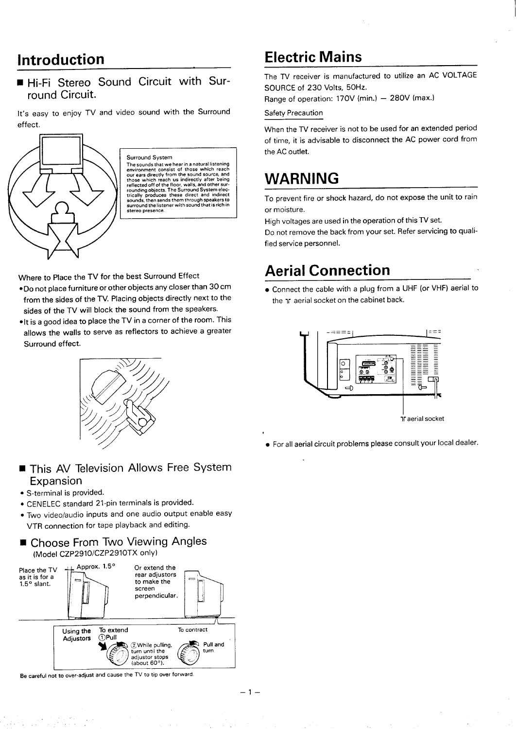# Introduction

## ■ Hi-Fi Stereo Sound Circuit with Surround Circuit.

It's easy to enjoy TV and video sound with the Surround effect.

Surround System
The sounds that we hear in a natural listening environment consist of those which reach our ears directly from the sound source, and those which reach us indirectly after being reflected off of the floor, walls, and other surrounding objects. The Surround System electrically produces these direct and indirect sounds, then sends them through speakers to surround the listener with sound that is rich in stereo presence.

Where to Place the TV for the best Surround Effect

- Do not place furniture or other objects any closer than 30 cm from the sides of the TV. Placing objects directly next to the sides of the TV will block the sound from the speakers.
- It is a good idea to place the TV in a corner of the room. This allows the walls to serve as reflectors to achieve a greater Surround effect.

## ■ This AV Television Allows Free System Expansion

- S-terminal is provided.
- CENELEC standard 21-pin terminals is provided.
- Two video/audio inputs and one audio output enable easy VTR connection for tape playback and editing.

## ■ Choose From Two Viewing Angles

(Model CZP2910/CZP2910TX only)

Place the TV as it is for a 1.5° slant. Approx. 1.5°

Or extend the rear adjustors to make the screen perpendicular.

Using the Adjustors
To extend ①Pull ②While pulling, turn until the adjustor stops (about 60°).
To contract Pull and turn

Be careful not to over-adjust and cause the TV to tip over forward.

# Electric Mains

The TV receiver is manufactured to utilize an AC VOLTAGE SOURCE of 230 Volts, 50Hz.
Range of operation: 170V (min.) — 280V (max.)

Safety Precaution

When the TV receiver is not to be used for an extended period of time, it is advisable to disconnect the AC power cord from the AC outlet.

# WARNING

To prevent fire or shock hazard, do not expose the unit to rain or moisture.
High voltages are used in the operation of this TV set.
Do not remove the back from your set. Refer servicing to qualified service personnel.

# Aerial Connection

- Connect the cable with a plug from a UHF (or VHF) aerial to the ⫪ aerial socket on the cabinet back.

⫪ aerial socket

- For all aerial circuit problems please consult your local dealer.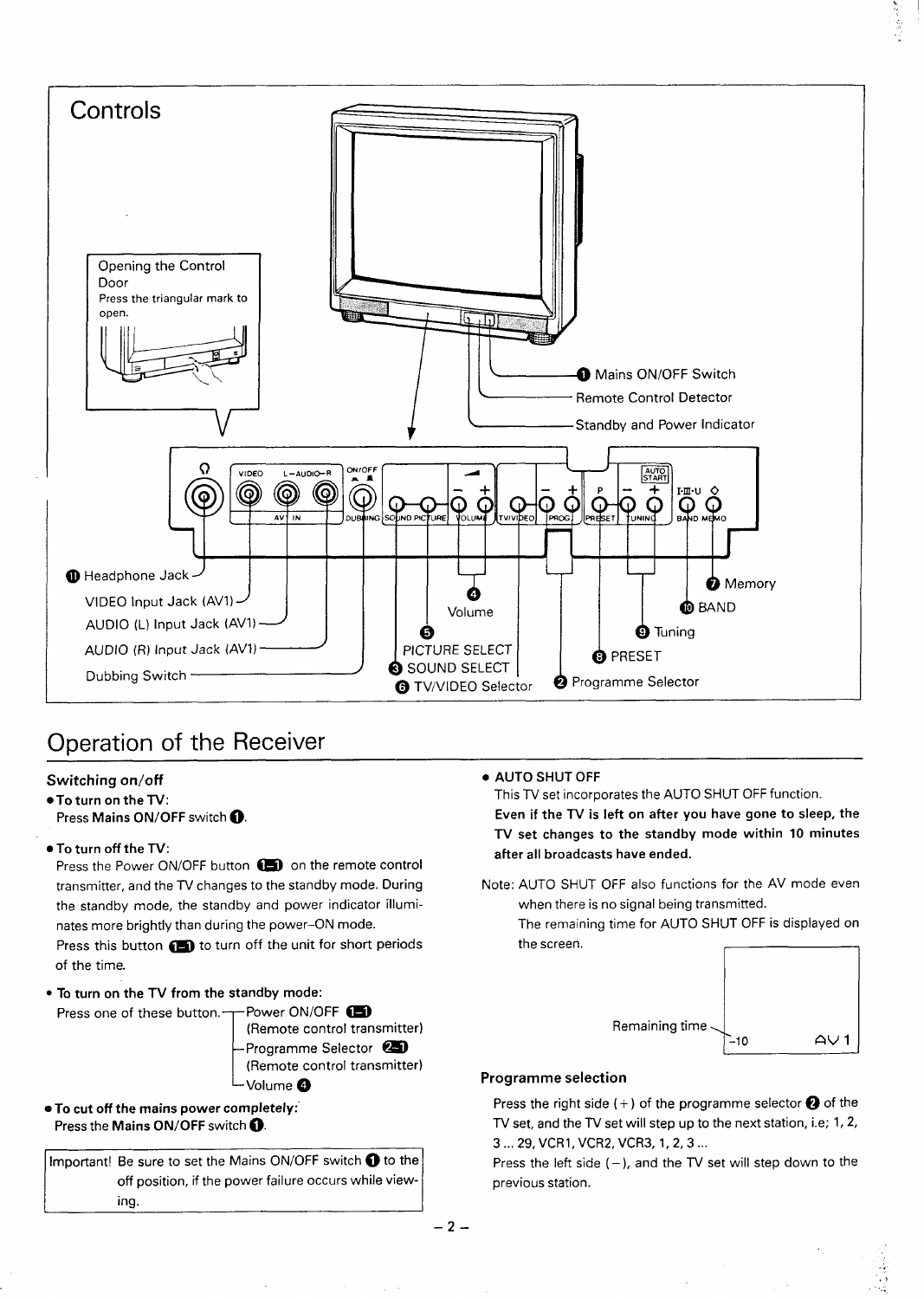# Controls

Opening the Control Door
Press the triangular mark to open.

❶ Mains ON/OFF Switch
Remote Control Detector
Standby and Power Indicator

⓫ Headphone Jack
VIDEO Input Jack (AV1)
AUDIO (L) Input Jack (AV1)
AUDIO (R) Input Jack (AV1)
Dubbing Switch

❹ Volume
❺ PICTURE SELECT
❸ SOUND SELECT
❻ TV/VIDEO Selector
❷ Programme Selector
❽ PRESET
❾ Tuning
❿ BAND
❼ Memory

# Operation of the Receiver

## Switching on/off

- **To turn on the TV:**
  Press **Mains ON/OFF** switch ❶.

- **To turn off the TV:**
  Press the Power ON/OFF button 1-1 on the remote control transmitter, and the TV changes to the standby mode. During the standby mode, the standby and power indicator illuminates more brightly than during the power-ON mode.
  Press this button 1-1 to turn off the unit for short periods of the time.

- **To turn on the TV from the standby mode:**
  Press one of these button.
  - Power ON/OFF 1-1 (Remote control transmitter)
  - Programme Selector 2-1 (Remote control transmitter)
  - Volume ❹

- **To cut off the mains power completely:**
  Press the **Mains ON/OFF** switch ❶.

Important! Be sure to set the Mains ON/OFF switch ❶ to the off position, if the power failure occurs while viewing.

- **AUTO SHUT OFF**
  This TV set incorporates the AUTO SHUT OFF function.
  **Even if the TV is left on after you have gone to sleep, the TV set changes to the standby mode within 10 minutes after all broadcasts have ended.**

Note: AUTO SHUT OFF also functions for the AV mode even when there is no signal being transmitted.
The remaining time for AUTO SHUT OFF is displayed on the screen.

Remaining time -10 AV 1

## Programme selection

Press the right side (+) of the programme selector ❷ of the TV set, and the TV set will step up to the next station, i.e; 1, 2, 3 ... 29, VCR1, VCR2, VCR3, 1, 2, 3 ...
Press the left side (−), and the TV set will step down to the previous station.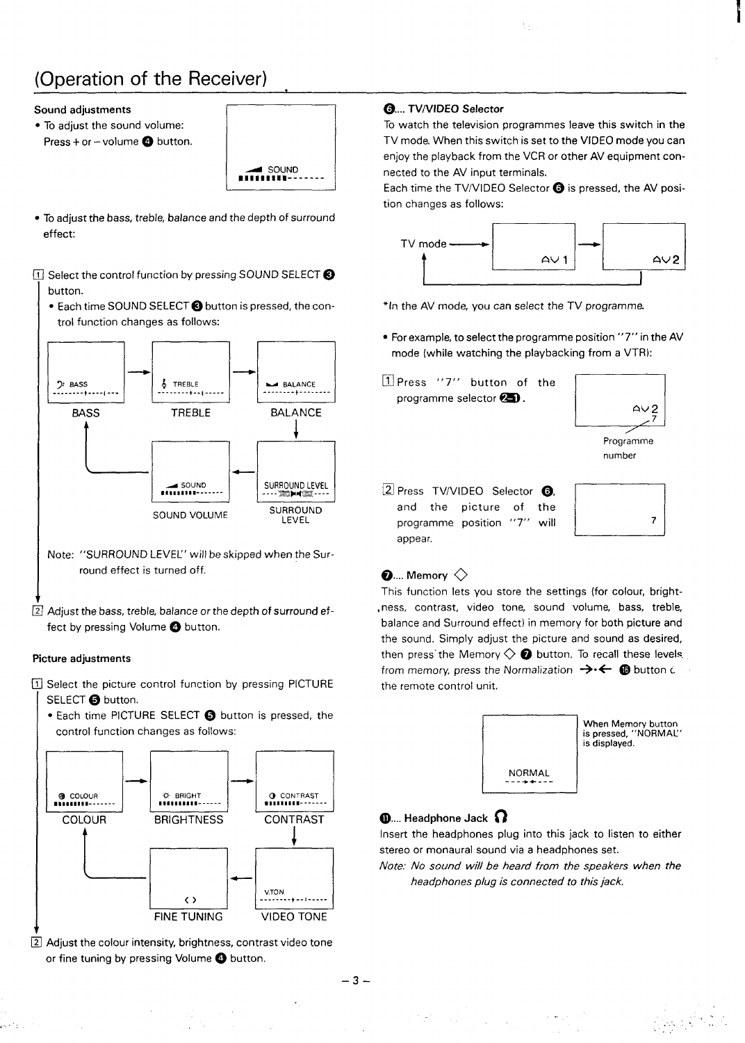# (Operation of the Receiver)

### Sound adjustments

- To adjust the sound volume:
  Press + or – volume ❹ button.

SOUND
▮▮▮▮▮▮▮▮▮-------

- To adjust the bass, treble, balance and the depth of surround effect:

1. Select the control function by pressing SOUND SELECT ❸ button.
   - Each time SOUND SELECT ❸ button is pressed, the control function changes as follows:

   BASS → TREBLE → BALANCE → SURROUND LEVEL → SOUND VOLUME → BASS

   Note: "SURROUND LEVEL" will be skipped when the Surround effect is turned off.

2. Adjust the bass, treble, balance or the depth of surround effect by pressing Volume ❹ button.

### Picture adjustments

1. Select the picture control function by pressing PICTURE SELECT ❺ button.
   - Each time PICTURE SELECT ❺ button is pressed, the control function changes as follows:

   COLOUR → BRIGHTNESS → CONTRAST → VIDEO TONE → FINE TUNING → COLOUR

2. Adjust the colour intensity, brightness, contrast video tone or fine tuning by pressing Volume ❹ button.

### ❻.... TV/VIDEO Selector

To watch the television programmes leave this switch in the TV mode. When this switch is set to the VIDEO mode you can enjoy the playback from the VCR or other AV equipment connected to the AV input terminals.

Each time the TV/VIDEO Selector ❻ is pressed, the AV position changes as follows:

TV mode → AV 1 → AV 2 → TV mode

*In the AV mode, you can select the TV programme.

- For example, to select the programme position "7" in the AV mode (while watching the playbacking from a VTR):

1. Press "7" button of the programme selector ㉑.

   AV 2
   7 — Programme number

2. Press TV/VIDEO Selector ❻, and the picture of the programme position "7" will appear.

### ❼.... Memory ◇

This function lets you store the settings (for colour, brightness, contrast, video tone, sound volume, bass, treble, balance and Surround effect) in memory for both picture and the sound. Simply adjust the picture and sound as desired, then press the Memory ◇ ❼ button. To recall these levels from memory, press the Normalization →•← ⓰ button on the remote control unit.

NORMAL

When Memory button is pressed, "NORMAL" is displayed.

### ⓫.... Headphone Jack

Insert the headphones plug into this jack to listen to either stereo or monaural sound via a headphones set.

*Note: No sound will be heard from the speakers when the headphones plug is connected to this jack.*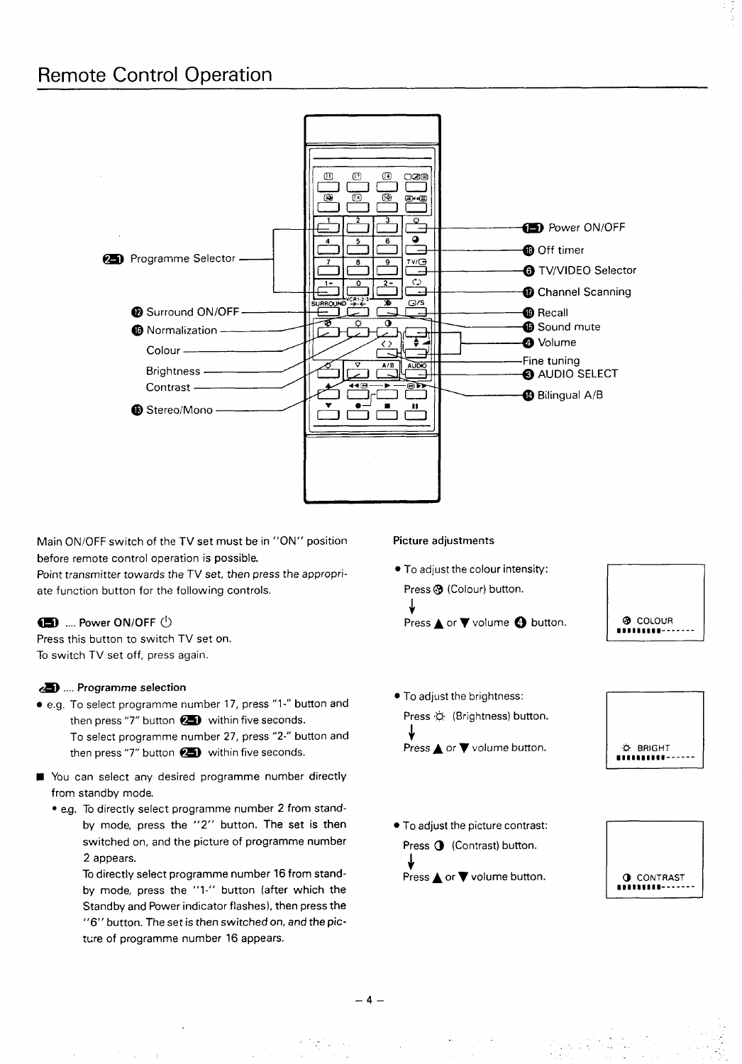# Remote Control Operation

2-1 Programme Selector

12 Surround ON/OFF

16 Normalization

Colour

Brightness

Contrast

13 Stereo/Mono

1-1 Power ON/OFF

18 Off timer

6 TV/VIDEO Selector

17 Channel Scanning

19 Recall

15 Sound mute

4 Volume

Fine tuning

3 AUDIO SELECT

14 Bilingual A/B

Main ON/OFF switch of the TV set must be in "ON" position before remote control operation is possible.
Point transmitter towards the TV set, then press the appropriate function button for the following controls.

**1-1 .... Power ON/OFF ⏻**
Press this button to switch TV set on.
To switch TV set off, press again.

**2-1 .... Programme selection**

- e.g. To select programme number 17, press "1-" button and then press "7" button 2-1 within five seconds.
  To select programme number 27, press "2-" button and then press "7" button 2-1 within five seconds.

■ You can select any desired programme number directly from standby mode.

- e.g. To directly select programme number 2 from standby mode, press the "2" button. The set is then switched on, and the picture of programme number 2 appears.
  To directly select programme number 16 from standby mode, press the "1-" button (after which the Standby and Power indicator flashes), then press the "6" button. The set is then switched on, and the picture of programme number 16 appears.

**Picture adjustments**

- To adjust the colour intensity:
  Press (Colour) button.
  ↓
  Press ▲ or ▼ volume 4 button.

COLOUR
▮▮▮▮▮▮▮▮▮-------

- To adjust the brightness:
  Press ☼ (Brightness) button.
  ↓
  Press ▲ or ▼ volume button.

☼ BRIGHT
▮▮▮▮▮▮▮▮▮▮-----

- To adjust the picture contrast:
  Press ◑ (Contrast) button.
  ↓
  Press ▲ or ▼ volume button.

◑ CONTRAST
▮▮▮▮▮▮▮▮▮------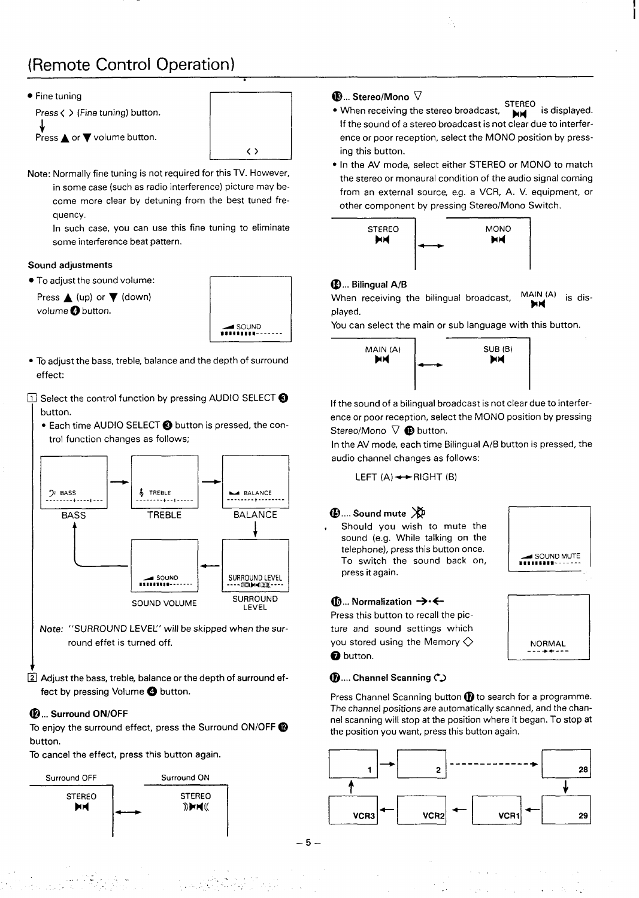# (Remote Control Operation)

- Fine tuning

  Press ‹ › (Fine tuning) button.

  ↓

  Press ▲ or ▼ volume button.

‹ ›

Note: Normally fine tuning is not required for this TV. However, in some case (such as radio interference) picture may become more clear by detuning from the best tuned frequency.
In such case, you can use this fine tuning to eliminate some interference beat pattern.

**Sound adjustments**

- To adjust the sound volume:

  Press ▲ (up) or ▼ (down) volume ❹ button.

SOUND

- To adjust the bass, treble, balance and the depth of surround effect:

1. Select the control function by pressing AUDIO SELECT ❸ button.
   - Each time AUDIO SELECT ❸ button is pressed, the control function changes as follows;

BASS → TREBLE → BALANCE → SURROUND LEVEL → SOUND VOLUME → BASS

Note: "SURROUND LEVEL" will be skipped when the surround effet is turned off.

2. Adjust the bass, treble, balance or the depth of surround effect by pressing Volume ❹ button.

**⓬... Surround ON/OFF**

To enjoy the surround effect, press the Surround ON/OFF ⓬ button.
To cancel the effect, press this button again.

Surround OFF (STEREO) ↔ Surround ON (STEREO)

**⓭... Stereo/Mono ▽**

- When receiving the stereo broadcast, STEREO is displayed. If the sound of a stereo broadcast is not clear due to interference or poor reception, select the MONO position by pressing this button.
- In the AV mode, select either STEREO or MONO to match the stereo or monaural condition of the audio signal coming from an external source, e.g. a VCR, A. V. equipment, or other component by pressing Stereo/Mono Switch.

STEREO ↔ MONO

**⓮... Bilingual A/B**

When receiving the bilingual broadcast, MAIN (A) is displayed.
You can select the main or sub language with this button.

MAIN (A) ↔ SUB (B)

If the sound of a bilingual broadcast is not clear due to interference or poor reception, select the MONO position by pressing Stereo/Mono ▽ ⓭ button.
In the AV mode, each time Bilingual A/B button is pressed, the audio channel changes as follows:

LEFT (A) ↔ RIGHT (B)

**⓯.... Sound mute**

Should you wish to mute the sound (e.g. While talking on the telephone), press this button once. To switch the sound back on, press it again.

SOUND MUTE

**⓰... Normalization →•←**

Press this button to recall the picture and sound settings which you stored using the Memory ◇ ❼ button.

NORMAL

**⓱.... Channel Scanning**

Press Channel Scanning button ⓱ to search for a programme. The channel positions are automatically scanned, and the channel scanning will stop at the position where it began. To stop at the position you want, press this button again.

1 → 2 → ... → 28 → 29 → VCR1 → VCR2 → VCR3 → 1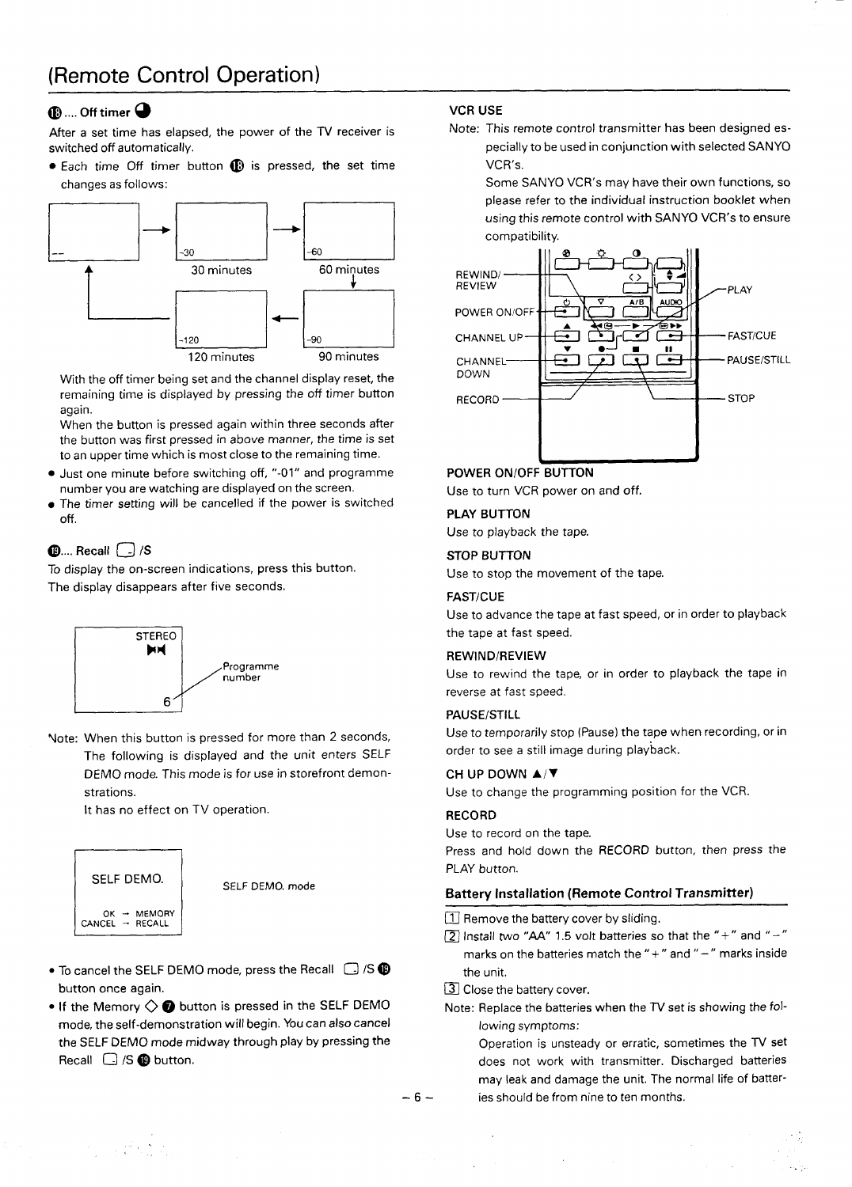# (Remote Control Operation)

### ⑱.... Off timer

After a set time has elapsed, the power of the TV receiver is switched off automatically.

- Each time Off timer button ⑱ is pressed, the set time changes as follows:

-- → -30 (30 minutes) → -60 (60 minutes) → -90 (90 minutes) → -120 (120 minutes) → --

With the off timer being set and the channel display reset, the remaining time is displayed by pressing the off timer button again.
When the button is pressed again within three seconds after the button was first pressed in above manner, the time is set to an upper time which is most close to the remaining time.

- Just one minute before switching off, "-01" and programme number you are watching are displayed on the screen.
- The timer setting will be cancelled if the power is switched off.

### ⑲.... Recall /S

To display the on-screen indications, press this button.
The display disappears after five seconds.

STEREO
6 — Programme number

Note: When this button is pressed for more than 2 seconds, The following is displayed and the unit enters SELF DEMO mode. This mode is for use in storefront demonstrations.
It has no effect on TV operation.

SELF DEMO.
OK → MEMORY
CANCEL → RECALL

SELF DEMO. mode

- To cancel the SELF DEMO mode, press the Recall /S ⑲ button once again.
- If the Memory ◇ ⑦ button is pressed in the SELF DEMO mode, the self-demonstration will begin. You can also cancel the SELF DEMO mode midway through play by pressing the Recall /S ⑲ button.

### VCR USE

Note: This remote control transmitter has been designed especially to be used in conjunction with selected SANYO VCR's.
Some SANYO VCR's may have their own functions, so please refer to the individual instruction booklet when using this remote control with SANYO VCR's to ensure compatibility.

REWIND/REVIEW, POWER ON/OFF, CHANNEL UP, CHANNEL DOWN, RECORD, PLAY, FAST/CUE, PAUSE/STILL, STOP

#### POWER ON/OFF BUTTON

Use to turn VCR power on and off.

#### PLAY BUTTON

Use to playback the tape.

#### STOP BUTTON

Use to stop the movement of the tape.

#### FAST/CUE

Use to advance the tape at fast speed, or in order to playback the tape at fast speed.

#### REWIND/REVIEW

Use to rewind the tape, or in order to playback the tape in reverse at fast speed.

#### PAUSE/STILL

Use to temporarily stop (Pause) the tape when recording, or in order to see a still image during playback.

#### CH UP DOWN ▲/▼

Use to change the programming position for the VCR.

#### RECORD

Use to record on the tape.
Press and hold down the RECORD button, then press the PLAY button.

### Battery Installation (Remote Control Transmitter)

1. Remove the battery cover by sliding.
2. Install two "AA" 1.5 volt batteries so that the "+" and "−" marks on the batteries match the "+" and "−" marks inside the unit.
3. Close the battery cover.

Note: Replace the batteries when the TV set is showing the following symptoms:
Operation is unsteady or erratic, sometimes the TV set does not work with transmitter. Discharged batteries may leak and damage the unit. The normal life of batteries should be from nine to ten months.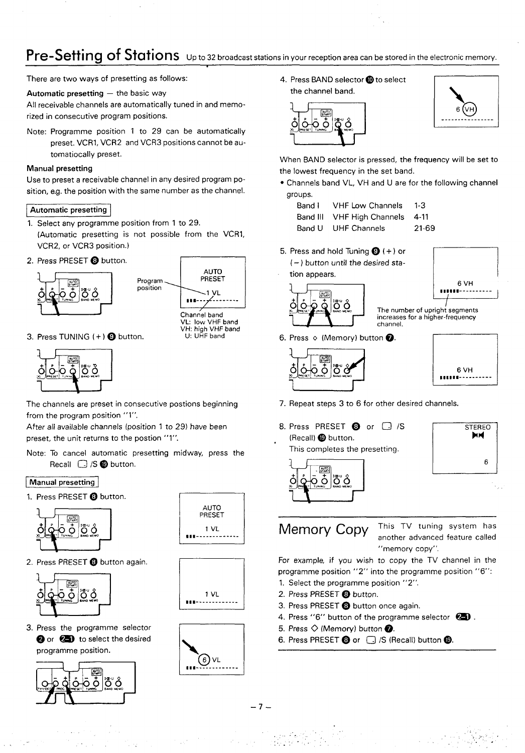# Pre-Setting of Stations

Up to 32 broadcast stations in your reception area can be stored in the electronic memory.

There are two ways of presetting as follows:

**Automatic presetting** — the basic way

All receivable channels are automatically tuned in and memorized in consecutive program positions.

Note: Programme position 1 to 29 can be automatically preset. VCR1, VCR2 and VCR3 positions cannot be automatiocally preset.

**Manual presetting**

Use to preset a receivable channel in any desired program position, e.g. the position with the same number as the channel.

## Automatic presetting

1. Select any programme position from 1 to 29. (Automatic presetting is not possible from the VCR1, VCR2, or VCR3 position.)
2. Press PRESET ⑧ button.

   AUTO PRESET
   Program position — 1 VL
   Channel band
   VL: low VHF band
   VH: high VHF band
   U: UHF band

3. Press TUNING (+) ⑨ button.

The channels are preset in consecutive postions beginning from the program position "1".

After all available channels (position 1 to 29) have been preset, the unit returns to the postion "1".

Note: To cancel automatic presetting midway, press the Recall ☐ /S ⑲ button.

## Manual presetting

1. Press PRESET ⑧ button.

   AUTO PRESET
   1 VL

2. Press PRESET ⑧ button again.

   1 VL

3. Press the programme selector ② or ②① to select the desired programme position.

   6 VL

4. Press BAND selector ⑩ to select the channel band.

   6 VH

When BAND selector is pressed, the frequency will be set to the lowest frequency in the set band.

- Channels band VL, VH and U are for the following channel groups.

| | | |
|---|---|---|
| Band I | VHF Low Channels | 1-3 |
| Band III | VHF High Channels | 4-11 |
| Band U | UHF Channels | 21-69 |

5. Press and hold Tuning ⑨ (+) or (−) button until the desired station appears.

   6 VH
   The number of upright segments increases for a higher-frequency channel.

6. Press ◇ (Memory) button ⑦.

   6 VH

7. Repeat steps 3 to 6 for other desired channels.
8. Press PRESET ⑧ or ☐ /S (Recall) ⑲ button.
   This completes the presetting.

   STEREO
   6

# Memory Copy

This TV tuning system has another advanced feature called "memory copy".

For example, if you wish to copy the TV channel in the programme position "2" into the programme position "6":

1. Select the programme position "2".
2. Press PRESET ⑧ button.
3. Press PRESET ⑧ button once again.
4. Press "6" button of the programme selector ②① .
5. Press ◇ (Memory) button ⑦.
6. Press PRESET ⑧ or ☐ /S (Recall) button ⑲.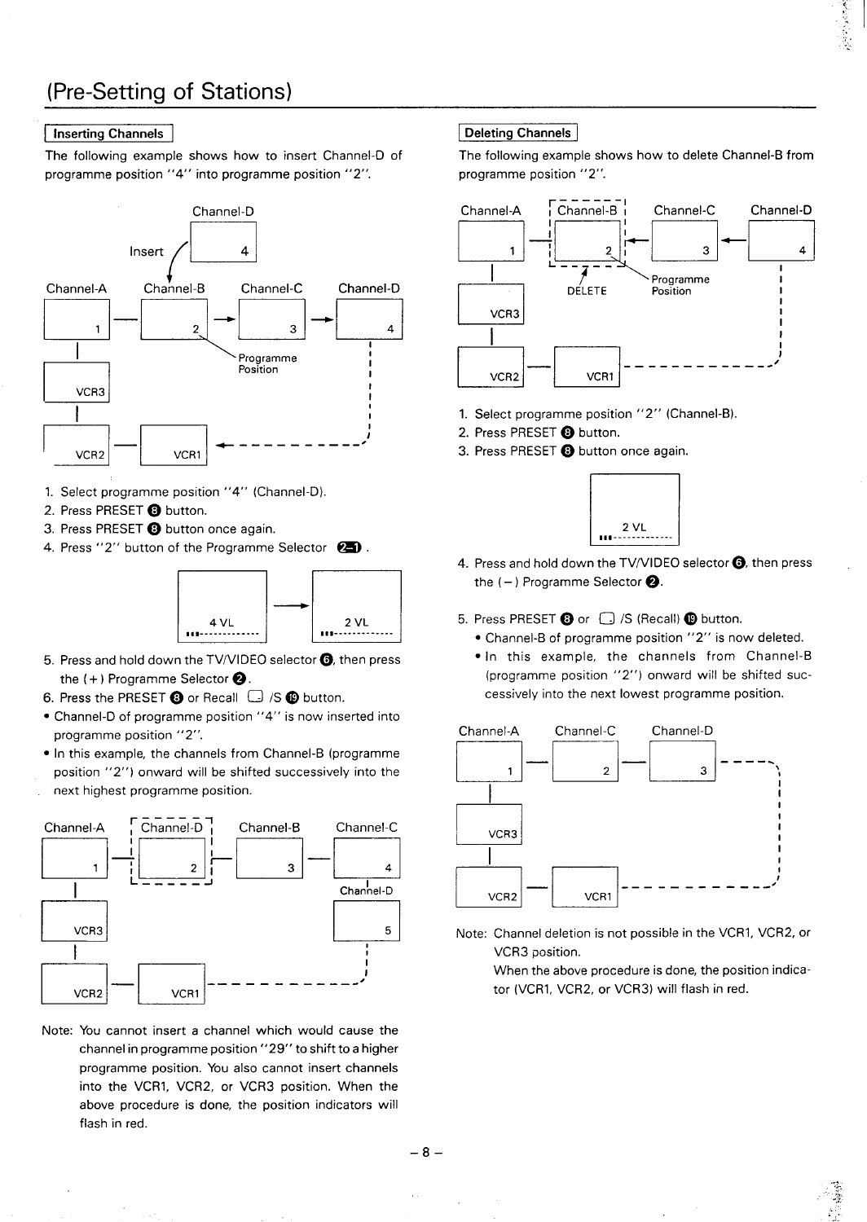# (Pre-Setting of Stations)

## Inserting Channels

The following example shows how to insert Channel-D of programme position "4" into programme position "2".

1. Select programme position "4" (Channel-D).
2. Press PRESET ❽ button.
3. Press PRESET ❽ button once again.
4. Press "2" button of the Programme Selector ㉑.

5. Press and hold down the TV/VIDEO selector ❻, then press the (+) Programme Selector ❷.
6. Press the PRESET ❽ or Recall ▢ /S ⓲ button.

- Channel-D of programme position "4" is now inserted into programme position "2".
- In this example, the channels from Channel-B (programme position "2") onward will be shifted successively into the next highest programme position.

Note: You cannot insert a channel which would cause the channel in programme position "29" to shift to a higher programme position. You also cannot insert channels into the VCR1, VCR2, or VCR3 position. When the above procedure is done, the position indicators will flash in red.

## Deleting Channels

The following example shows how to delete Channel-B from programme position "2".

1. Select programme position "2" (Channel-B).
2. Press PRESET ❽ button.
3. Press PRESET ❽ button once again.

4. Press and hold down the TV/VIDEO selector ❻, then press the (−) Programme Selector ❷.

5. Press PRESET ❽ or ▢ /S (Recall) ⓲ button.
   - Channel-B of programme position "2" is now deleted.
   - In this example, the channels from Channel-B (programme position "2") onward will be shifted successively into the next lowest programme position.

Note: Channel deletion is not possible in the VCR1, VCR2, or VCR3 position.
When the above procedure is done, the position indicator (VCR1, VCR2, or VCR3) will flash in red.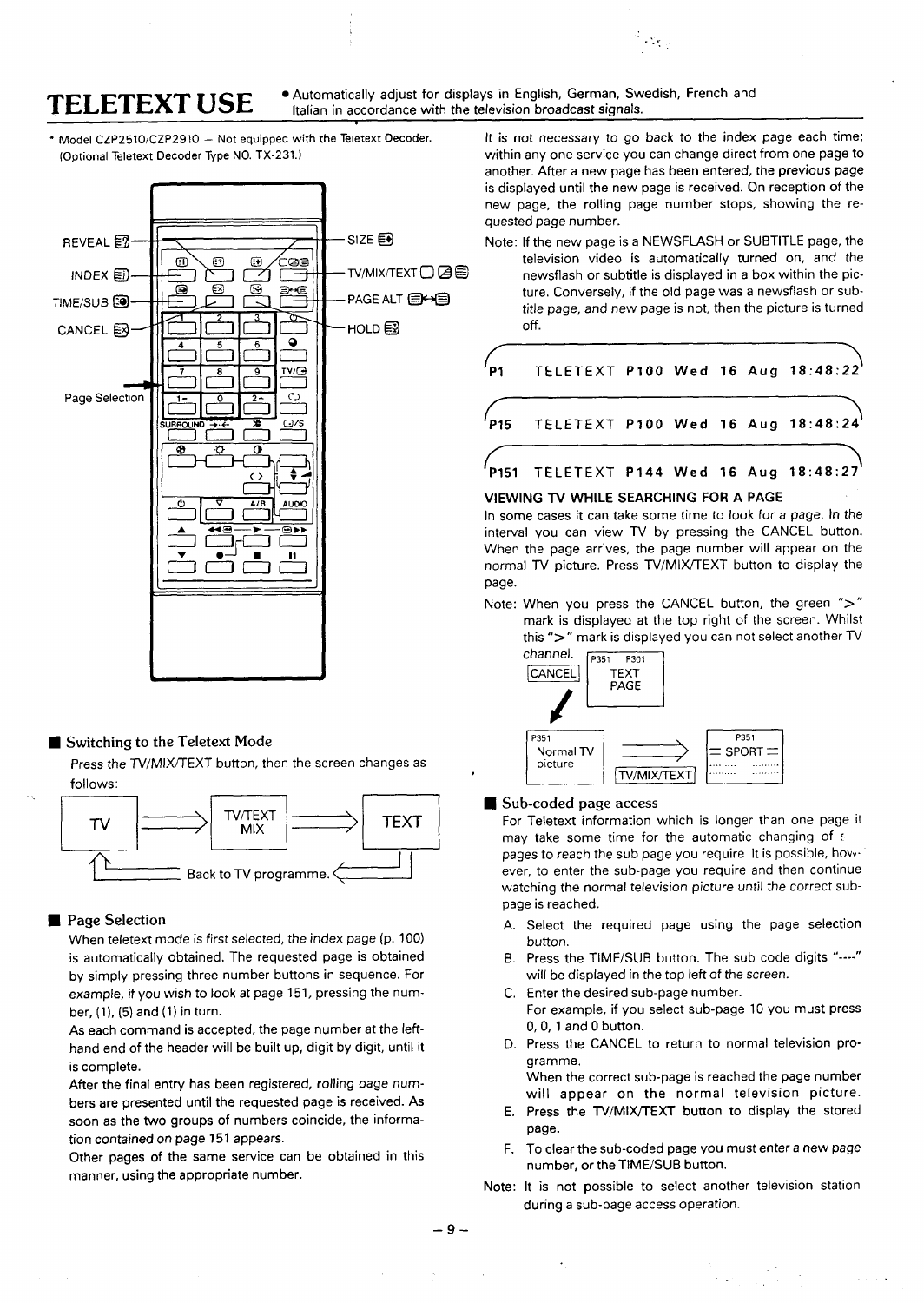# TELETEXT USE

- Automatically adjust for displays in English, German, Swedish, French and Italian in accordance with the television broadcast signals.

\* Model CZP2510/CZP2910 – Not equipped with the Teletext Decoder. (Optional Teletext Decoder Type NO. TX-231.)

REVEAL
INDEX
TIME/SUB
CANCEL
Page Selection
SIZE
TV/MIX/TEXT
PAGE ALT
HOLD

## Switching to the Teletext Mode

Press the TV/MIX/TEXT button, then the screen changes as follows:

TV ⟹ TV/TEXT MIX ⟹ TEXT

Back to TV programme.

## Page Selection

When teletext mode is first selected, the index page (p. 100) is automatically obtained. The requested page is obtained by simply pressing three number buttons in sequence. For example, if you wish to look at page 151, pressing the number, (1), (5) and (1) in turn.

As each command is accepted, the page number at the left-hand end of the header will be built up, digit by digit, until it is complete.

After the final entry has been registered, rolling page numbers are presented until the requested page is received. As soon as the two groups of numbers coincide, the information contained on page 151 appears.

Other pages of the same service can be obtained in this manner, using the appropriate number.

It is not necessary to go back to the index page each time; within any one service you can change direct from one page to another. After a new page has been entered, the previous page is displayed until the new page is received. On reception of the new page, the rolling page number stops, showing the requested page number.

Note: If the new page is a NEWSFLASH or SUBTITLE page, the television video is automatically turned on, and the newsflash or subtitle is displayed in a box within the picture. Conversely, if the old page was a newsflash or subtitle page, and new page is not, then the picture is turned off.

```
P1    TELETEXT P100 Wed 16 Aug 18:48:22
P15   TELETEXT P100 Wed 16 Aug 18:48:24
P151  TELETEXT P144 Wed 16 Aug 18:48:27
```

### VIEWING TV WHILE SEARCHING FOR A PAGE

In some cases it can take some time to look for a page. In the interval you can view TV by pressing the CANCEL button. When the page arrives, the page number will appear on the normal TV picture. Press TV/MIX/TEXT button to display the page.

Note: When you press the CANCEL button, the green ">" mark is displayed at the top right of the screen. Whilst this ">" mark is displayed you can not select another TV channel.

P351 P301 TEXT PAGE — CANCEL → P351 Normal TV picture — TV/MIX/TEXT → P351 SPORT

## Sub-coded page access

For Teletext information which is longer than one page it may take some time for the automatic changing of sub pages to reach the sub page you require. It is possible, however, to enter the sub-page you require and then continue watching the normal television picture until the correct sub-page is reached.

A. Select the required page using the page selection button.
B. Press the TIME/SUB button. The sub code digits "----" will be displayed in the top left of the screen.
C. Enter the desired sub-page number. For example, if you select sub-page 10 you must press 0, 0, 1 and 0 button.
D. Press the CANCEL to return to normal television programme. When the correct sub-page is reached the page number will appear on the normal television picture.
E. Press the TV/MIX/TEXT button to display the stored page.
F. To clear the sub-coded page you must enter a new page number, or the TIME/SUB button.

Note: It is not possible to select another television station during a sub-page access operation.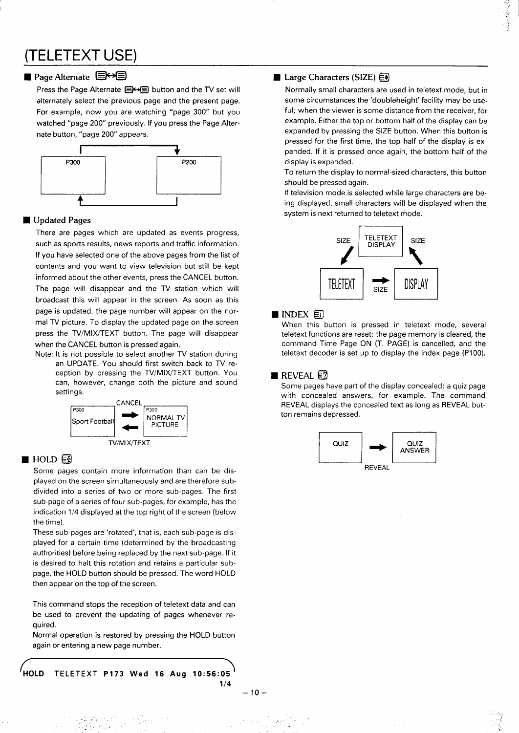# (TELETEXT USE)

## ■ Page Alternate

Press the Page Alternate button and the TV set will alternately select the previous page and the present page. For example, now you are watching "page 300" but you watched "page 200" previously. If you press the Page Alternate button, "page 200" appears.

P300 ⇄ P200

## ■ Updated Pages

There are pages which are updated as events progress, such as sports results, news reports and traffic information. If you have selected one of the above pages from the list of contents and you want to view television but still be kept informed about the other events, press the CANCEL button. The page will disappear and the TV station which will broadcast this will appear in the screen. As soon as this page is updated, the page number will appear on the normal TV picture. To display the updated page on the screen press the TV/MIX/TEXT button. The page will disappear when the CANCEL button is pressed again.

Note: It is not possible to select another TV station during an UPDATE. You should first switch back to TV reception by pressing the TV/MIX/TEXT button. You can, however, change both the picture and sound settings.

P300 Sport Football → (CANCEL) → P300 NORMAL TV PICTURE
P300 NORMAL TV PICTURE → (TV/MIX/TEXT) → P300 Sport Football

## ■ HOLD

Some pages contain more information than can be displayed on the screen simultaneously and are therefore subdivided into a series of two or more sub-pages. The first sub-page of a series of four sub-pages, for example, has the indication 1/4 displayed at the top right of the screen (below the time).

These sub-pages are 'rotated', that is, each sub-page is displayed for a certain time (determined by the broadcasting authorities) before being replaced by the next sub-page. If it is desired to halt this rotation and retains a particular sub-page, the HOLD button should be pressed. The word HOLD then appear on the top of the screen.

This command stops the reception of teletext data and can be used to prevent the updating of pages whenever required.

Normal operation is restored by pressing the HOLD button again or entering a new page number.

```
HOLD  TELETEXT  P173  Wed  16  Aug  10:56:05
                                        1/4
```

## ■ Large Characters (SIZE)

Normally small characters are used in teletext mode, but in some circumstances the 'doubleheight' facility may be useful; when the viewer is some distance from the receiver, for example. Either the top or bottom half of the display can be expanded by pressing the SIZE button. When this button is pressed for the first time, the top half of the display is expanded. If it is pressed once again, the bottom half of the display is expanded.

To return the display to normal-sized characters, this button should be pressed again.

If television mode is selected while large characters are being displayed, small characters will be displayed when the system is next returned to teletext mode.

TELETEXT DISPLAY → (SIZE) → TELETEXT → (SIZE) → DISPLAY → (SIZE) → TELETEXT DISPLAY

## ■ INDEX

When this button is pressed in teletext mode, several teletext functions are reset: the page memory is cleared, the command Time Page ON (T. PAGE) is cancelled, and the teletext decoder is set up to display the index page (P100).

## ■ REVEAL

Some pages have part of the display concealed: a quiz page with concealed answers, for example. The command REVEAL displays the concealed text as long as REVEAL button remains depressed.

QUIZ → (REVEAL) → QUIZ ANSWER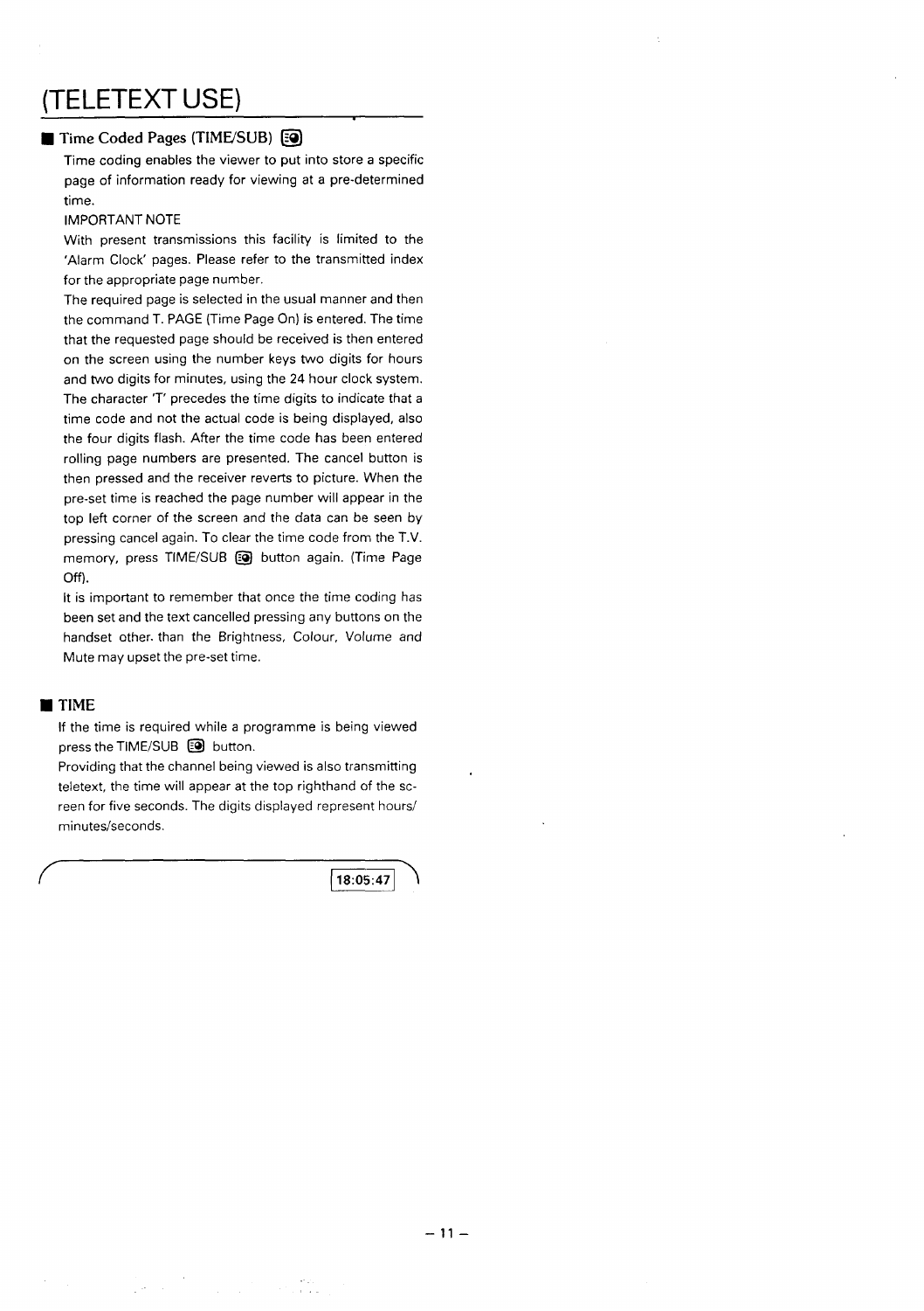# (TELETEXT USE)

## Time Coded Pages (TIME/SUB)

Time coding enables the viewer to put into store a specific page of information ready for viewing at a pre-determined time.

IMPORTANT NOTE

With present transmissions this facility is limited to the 'Alarm Clock' pages. Please refer to the transmitted index for the appropriate page number.

The required page is selected in the usual manner and then the command T. PAGE (Time Page On) is entered. The time that the requested page should be received is then entered on the screen using the number keys two digits for hours and two digits for minutes, using the 24 hour clock system. The character 'T' precedes the time digits to indicate that a time code and not the actual code is being displayed, also the four digits flash. After the time code has been entered rolling page numbers are presented. The cancel button is then pressed and the receiver reverts to picture. When the pre-set time is reached the page number will appear in the top left corner of the screen and the data can be seen by pressing cancel again. To clear the time code from the T.V. memory, press TIME/SUB button again. (Time Page Off).

It is important to remember that once the time coding has been set and the text cancelled pressing any buttons on the handset other than the Brightness, Colour, Volume and Mute may upset the pre-set time.

## TIME

If the time is required while a programme is being viewed press the TIME/SUB button.

Providing that the channel being viewed is also transmitting teletext, the time will appear at the top righthand of the screen for five seconds. The digits displayed represent hours/minutes/seconds.

18:05:47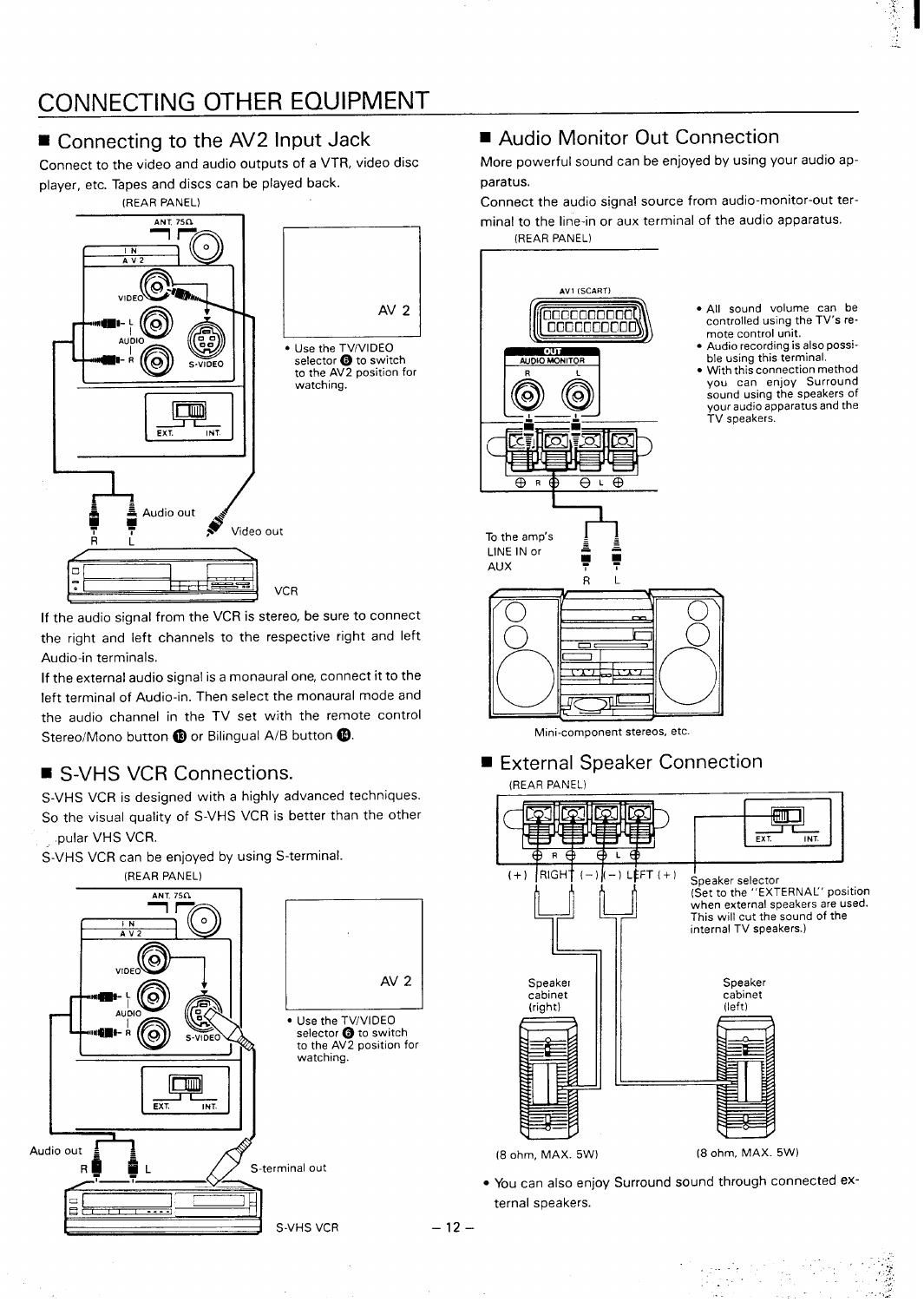# CONNECTING OTHER EQUIPMENT

## ■ Connecting to the AV2 Input Jack

Connect to the video and audio outputs of a VTR, video disc player, etc. Tapes and discs can be played back.

(REAR PANEL)

AV 2

- Use the TV/VIDEO selector ❻ to switch to the AV2 position for watching.

Audio out

Video out

R L

VCR

If the audio signal from the VCR is stereo, be sure to connect the right and left channels to the respective right and left Audio-in terminals.

If the external audio signal is a monaural one, connect it to the left terminal of Audio-in. Then select the monaural mode and the audio channel in the TV set with the remote control Stereo/Mono button ⓭ or Bilingual A/B button ⓮.

## ■ S-VHS VCR Connections.

S-VHS VCR is designed with a highly advanced techniques. So the visual quality of S-VHS VCR is better than the other popular VHS VCR.

S-VHS VCR can be enjoyed by using S-terminal.

(REAR PANEL)

AV 2

- Use the TV/VIDEO selector ❻ to switch to the AV2 position for watching.

Audio out

R L

S-terminal out

S-VHS VCR

## ■ Audio Monitor Out Connection

More powerful sound can be enjoyed by using your audio apparatus.

Connect the audio signal source from audio-monitor-out terminal to the line-in or aux terminal of the audio apparatus.

(REAR PANEL)

AV1 (SCART)

OUT

AUDIO MONITOR

- All sound volume can be controlled using the TV's remote control unit.
- Audio recording is also possible using this terminal.
- With this connection method you can enjoy Surround sound using the speakers of your audio apparatus and the TV speakers.

To the amp's LINE IN or AUX

R L

Mini-component stereos, etc.

## ■ External Speaker Connection

(REAR PANEL)

(+) RIGHT (−) (−) LEFT (+)

Speaker selector (Set to the "EXTERNAL" position when external speakers are used. This will cut the sound of the internal TV speakers.)

Speaker cabinet (right)

Speaker cabinet (left)

(8 ohm, MAX. 5W)

(8 ohm, MAX. 5W)

- You can also enjoy Surround sound through connected external speakers.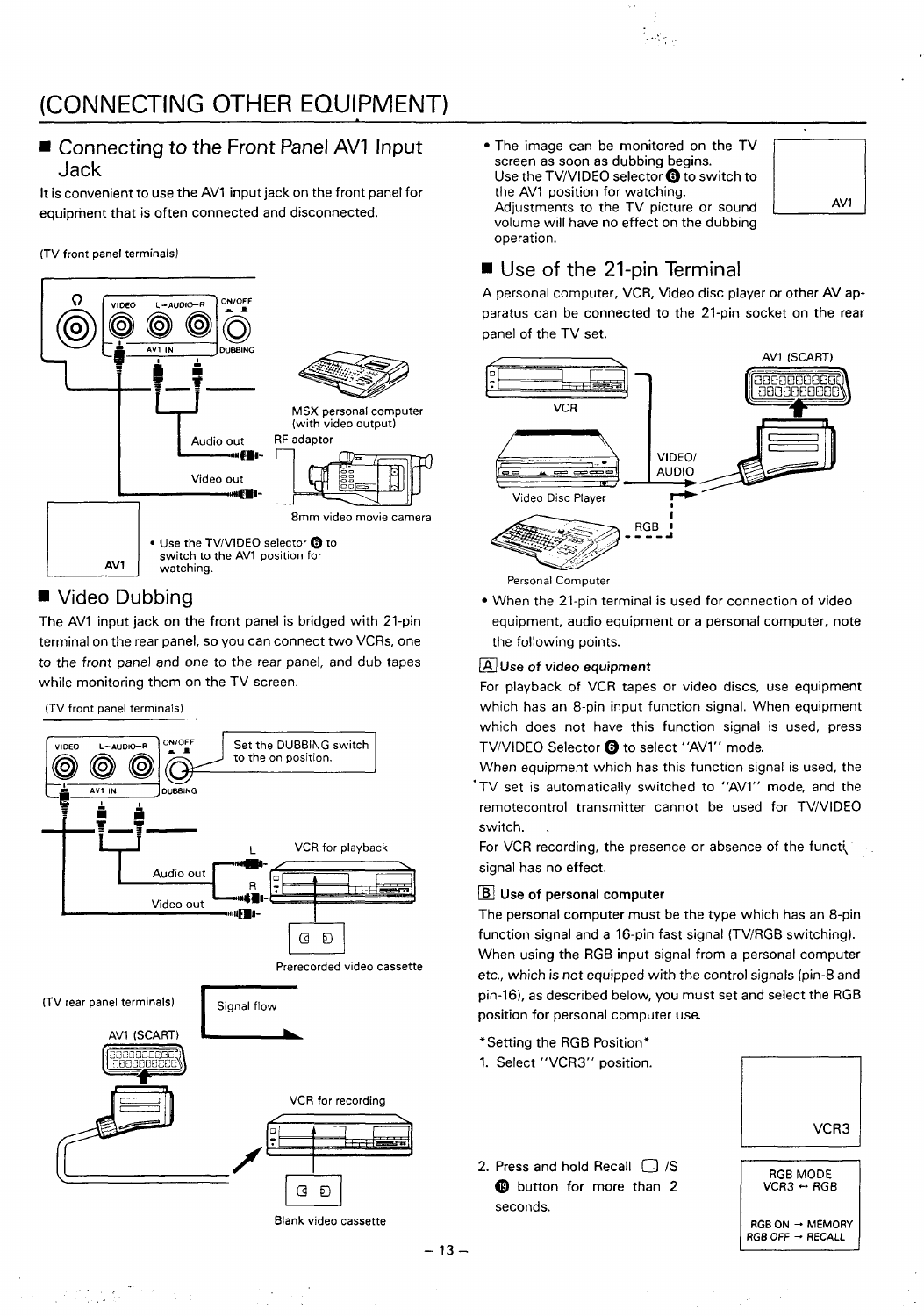# (CONNECTING OTHER EQUIPMENT)

## ■ Connecting to the Front Panel AV1 Input Jack

It is convenient to use the AV1 input jack on the front panel for equipment that is often connected and disconnected.

(TV front panel terminals)

VIDEO L-AUDIO-R ON/OFF
AV1 IN DUBBING

MSX personal computer (with video output)

Audio out RF adaptor

Video out

8mm video movie camera

AV1

- Use the TV/VIDEO selector ❻ to switch to the AV1 position for watching.

## ■ Video Dubbing

The AV1 input jack on the front panel is bridged with 21-pin terminal on the rear panel, so you can connect two VCRs, one to the front panel and one to the rear panel, and dub tapes while monitoring them on the TV screen.

(TV front panel terminals)

VIDEO L-AUDIO-R ON/OFF
AV1 IN DUBBING

Set the DUBBING switch to the on position.

VCR for playback

Audio out

Video out

Prerecorded video cassette

(TV rear panel terminals)

AV1 (SCART)

Signal flow

VCR for recording

Blank video cassette

- The image can be monitored on the TV screen as soon as dubbing begins. Use the TV/VIDEO selector ❻ to switch to the AV1 position for watching. Adjustments to the TV picture or sound volume will have no effect on the dubbing operation.

AV1

## ■ Use of the 21-pin Terminal

A personal computer, VCR, Video disc player or other AV apparatus can be connected to the 21-pin socket on the rear panel of the TV set.

AV1 (SCART)

VCR

VIDEO/ AUDIO

Video Disc Player

RGB

Personal Computer

- When the 21-pin terminal is used for connection of video equipment, audio equipment or a personal computer, note the following points.

**[A] Use of video equipment**

For playback of VCR tapes or video discs, use equipment which has an 8-pin input function signal. When equipment which does not have this function signal is used, press TV/VIDEO Selector ❻ to select "AV1" mode.

When equipment which has this function signal is used, the TV set is automatically switched to "AV1" mode, and the remotecontrol transmitter cannot be used for TV/VIDEO switch.

For VCR recording, the presence or absence of the function signal has no effect.

**[B] Use of personal computer**

The personal computer must be the type which has an 8-pin function signal and a 16-pin fast signal (TV/RGB switching). When using the RGB input signal from a personal computer etc., which is not equipped with the control signals (pin-8 and pin-16), as described below, you must set and select the RGB position for personal computer use.

*Setting the RGB Position*

1. Select "VCR3" position.

VCR3

2. Press and hold Recall ☐ /S ⓳ button for more than 2 seconds.

RGB MODE
VCR3 ↔ RGB

RGB ON → MEMORY
RGB OFF → RECALL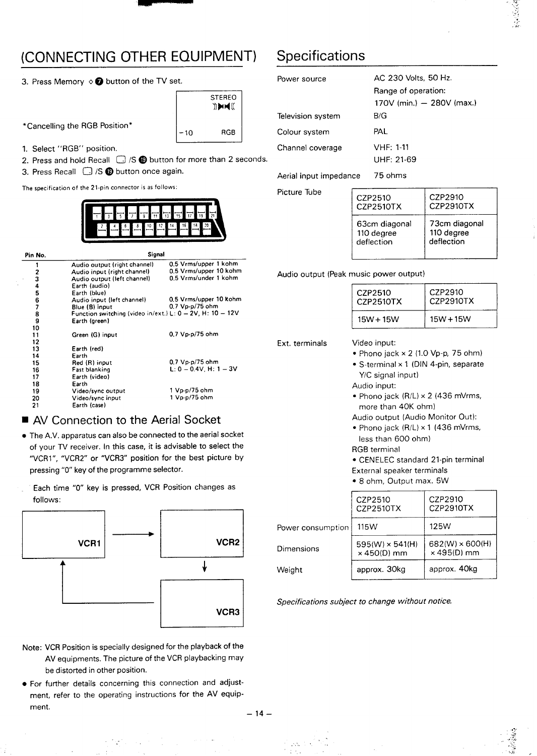# (CONNECTING OTHER EQUIPMENT)

3. Press Memory ◇ 7 button of the TV set.

| STEREO | |
|---|---|
| −10 | RGB |

*Cancelling the RGB Position*

1. Select "RGB" position.
2. Press and hold Recall ▢ /S 19 button for more than 2 seconds.
3. Press Recall ▢ /S 19 button once again.

The specification of the 21-pin connector is as follows:

| Pin No. | Signal | |
|---|---|---|
| 1 | Audio output (right channel) | 0.5 Vrms/upper 1 kohm |
| 2 | Audio input (right channel) | 0.5 Vrms/upper 10 kohm |
| 3 | Audio output (left channel) | 0.5 Vrms/under 1 kohm |
| 4 | Earth (audio) | |
| 5 | Earth (blue) | |
| 6 | Audio input (left channel) | 0.5 Vrms/upper 10 kohm |
| 7 | Blue (B) input | 0.7 Vp-p/75 ohm |
| 8 | Function switching (video in/ext.) | L: 0 − 2V, H: 10 − 12V |
| 9 | Earth (green) | |
| 10 | | |
| 11 | Green (G) input | 0.7 Vp-p/75 ohm |
| 12 | | |
| 13 | Earth (red) | |
| 14 | Earth | |
| 15 | Red (R) input | 0.7 Vp-p/75 ohm |
| 16 | Fast blanking | L: 0 − 0.4V, H: 1 − 3V |
| 17 | Earth (video) | |
| 18 | Earth | |
| 19 | Video/sync output | 1 Vp-p/75 ohm |
| 20 | Video/sync input | 1 Vp-p/75 ohm |
| 21 | Earth (case) | |

## ■ AV Connection to the Aerial Socket

- The A.V. apparatus can also be connected to the aerial socket of your TV receiver. In this case, it is advisable to select the "VCR1", "VCR2" or "VCR3" position for the best picture by pressing "0" key of the programme selector.

Each time "0" key is pressed, VCR Position changes as follows:

VCR1 → VCR2 → VCR3 → VCR1

Note: VCR Position is specially designed for the playback of the AV equipments. The picture of the VCR playbacking may be distorted in other position.

- For further details concerning this connection and adjustment, refer to the operating instructions for the AV equipment.

# Specifications

| | |
|---|---|
| Power source | AC 230 Volts, 50 Hz. Range of operation: 170V (min.) − 280V (max.) |
| Television system | B/G |
| Colour system | PAL |
| Channel coverage | VHF: 1-11<br>UHF: 21-69 |
| Aerial input impedance | 75 ohms |

Picture Tube

| CZP2510<br>CZP2510TX | CZP2910<br>CZP2910TX |
|---|---|
| 63cm diagonal<br>110 degree deflection | 73cm diagonal<br>110 degree deflection |

Audio output (Peak music power output)

| CZP2510<br>CZP2510TX | CZP2910<br>CZP2910TX |
|---|---|
| 15W+15W | 15W+15W |

Ext. terminals

Video input:
- Phono jack × 2 (1.0 Vp-p, 75 ohm)
- S-terminal × 1 (DIN 4-pin, separate Y/C signal input)

Audio input:
- Phono jack (R/L) × 2 (436 mVrms, more than 40K ohm)

Audio output (Audio Monitor Out):
- Phono jack (R/L) × 1 (436 mVrms, less than 600 ohm)

RGB terminal
- CENELEC standard 21-pin terminal

External speaker terminals
- 8 ohm, Output max. 5W

| | CZP2510<br>CZP2510TX | CZP2910<br>CZP2910TX |
|---|---|---|
| Power consumption | 115W | 125W |
| Dimensions | 595(W) × 541(H) × 450(D) mm | 682(W) × 600(H) × 495(D) mm |
| Weight | approx. 30kg | approx. 40kg |

*Specifications subject to change without notice.*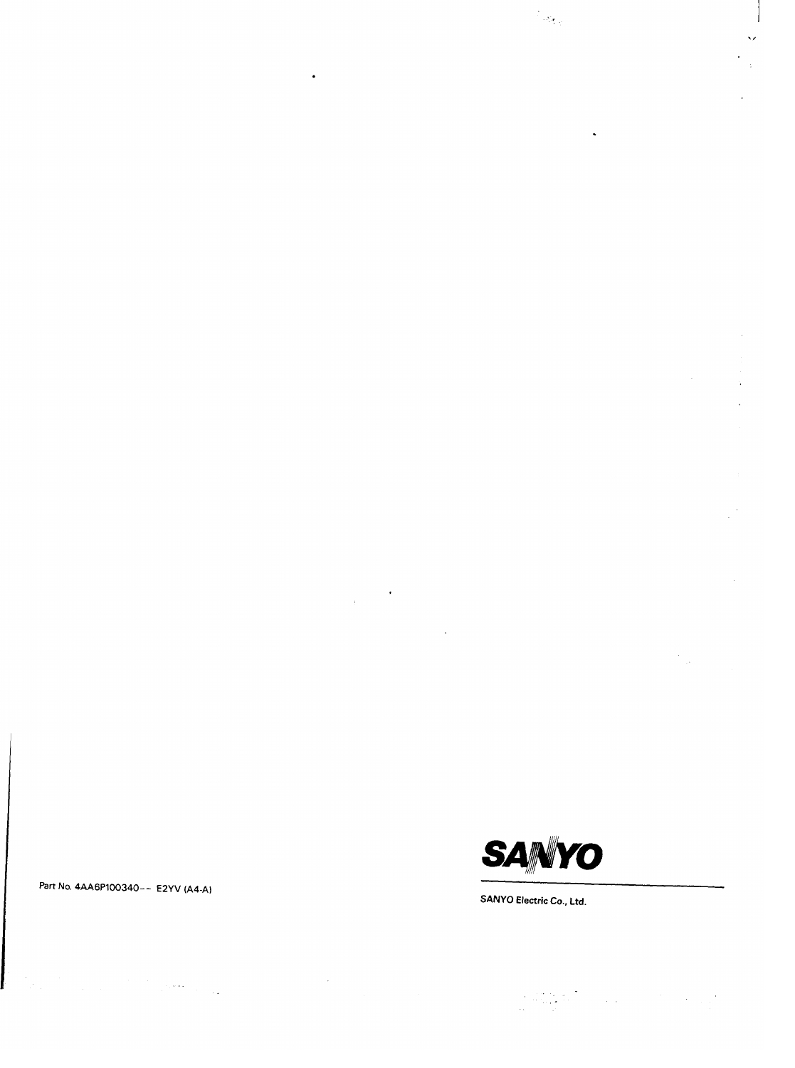Part No. 4AA6P100340-- E2YV (A4-A)

SANYO

SANYO Electric Co., Ltd.